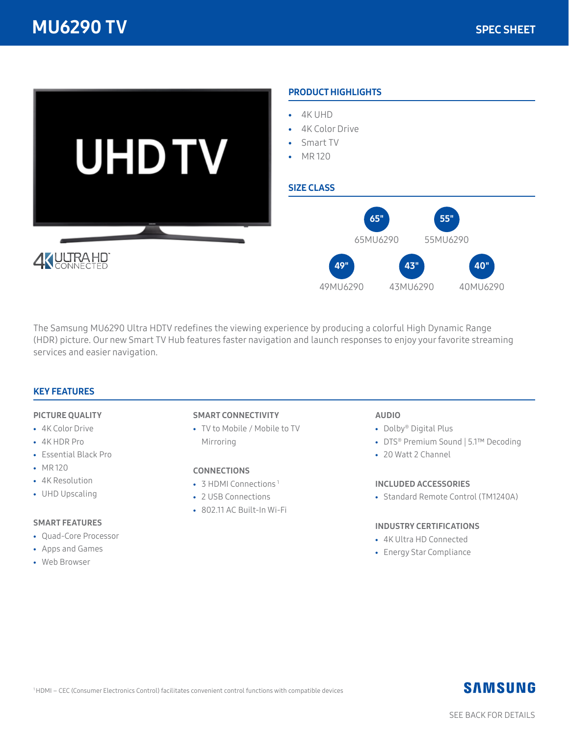# MU6290 TV

SPEC SHEET

## PRODUCT HIGHLIGHTS

- 4K UHD
- 4K Color Drive
- Smart TV
- MR 120

## SIZE CLASS

- 65" — 65MU6290
- 55" — 55MU6290
- 49" — 49MU6290
- 43" — 43MU6290
- 40" — 40MU6290

The Samsung MU6290 Ultra HDTV redefines the viewing experience by producing a colorful High Dynamic Range (HDR) picture. Our new Smart TV Hub features faster navigation and launch responses to enjoy your favorite streaming services and easier navigation.

## KEY FEATURES

### PICTURE QUALITY

- 4K Color Drive
- 4K HDR Pro
- Essential Black Pro
- MR 120
- 4K Resolution
- UHD Upscaling

### SMART FEATURES

- Quad-Core Processor
- Apps and Games
- Web Browser

### SMART CONNECTIVITY

- TV to Mobile / Mobile to TV Mirroring

### CONNECTIONS

- 3 HDMI Connections[1]
- 2 USB Connections
- 802.11 AC Built-In Wi-Fi

### AUDIO

- Dolby® Digital Plus
- DTS® Premium Sound | 5.1™ Decoding
- 20 Watt 2 Channel

### INCLUDED ACCESSORIES

- Standard Remote Control (TM1240A)

### INDUSTRY CERTIFICATIONS

- 4K Ultra HD Connected
- Energy Star Compliance

[1] HDMI – CEC (Consumer Electronics Control) facilitates convenient control functions with compatible devices

SEE BACK FOR DETAILS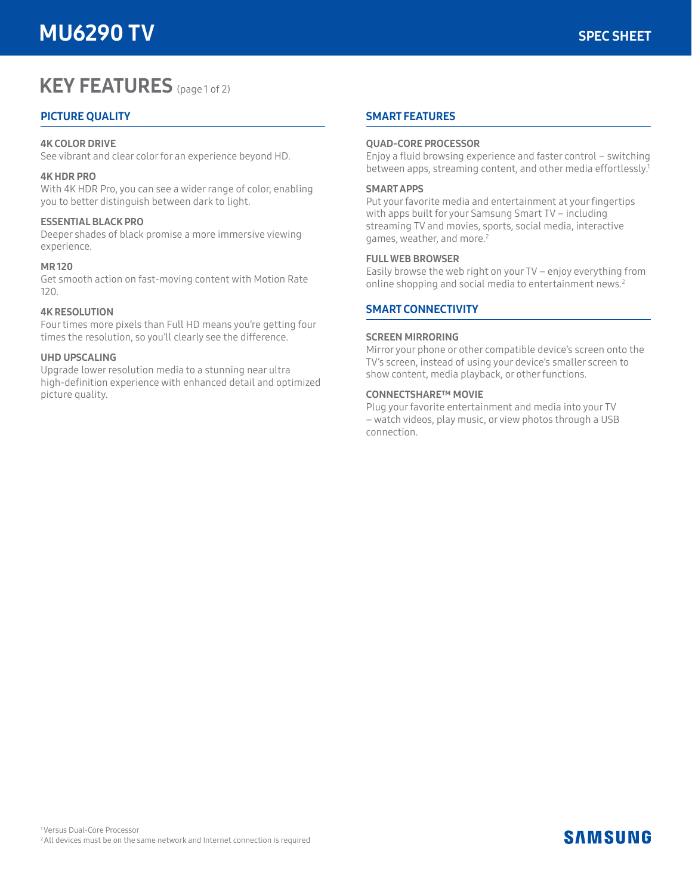# MU6290 TV

SPEC SHEET

## KEY FEATURES (page 1 of 2)

### PICTURE QUALITY

**4K COLOR DRIVE**
See vibrant and clear color for an experience beyond HD.

**4K HDR PRO**
With 4K HDR Pro, you can see a wider range of color, enabling you to better distinguish between dark to light.

**ESSENTIAL BLACK PRO**
Deeper shades of black promise a more immersive viewing experience.

**MR 120**
Get smooth action on fast-moving content with Motion Rate 120.

**4K RESOLUTION**
Four times more pixels than Full HD means you're getting four times the resolution, so you'll clearly see the difference.

**UHD UPSCALING**
Upgrade lower resolution media to a stunning near ultra high-definition experience with enhanced detail and optimized picture quality.

### SMART FEATURES

**QUAD-CORE PROCESSOR**
Enjoy a fluid browsing experience and faster control – switching between apps, streaming content, and other media effortlessly.[1]

**SMART APPS**
Put your favorite media and entertainment at your fingertips with apps built for your Samsung Smart TV – including streaming TV and movies, sports, social media, interactive games, weather, and more.[2]

**FULL WEB BROWSER**
Easily browse the web right on your TV – enjoy everything from online shopping and social media to entertainment news.[2]

### SMART CONNECTIVITY

**SCREEN MIRRORING**
Mirror your phone or other compatible device's screen onto the TV's screen, instead of using your device's smaller screen to show content, media playback, or other functions.

**CONNECTSHARE™ MOVIE**
Plug your favorite entertainment and media into your TV – watch videos, play music, or view photos through a USB connection.

[1] Versus Dual-Core Processor
[2] All devices must be on the same network and Internet connection is required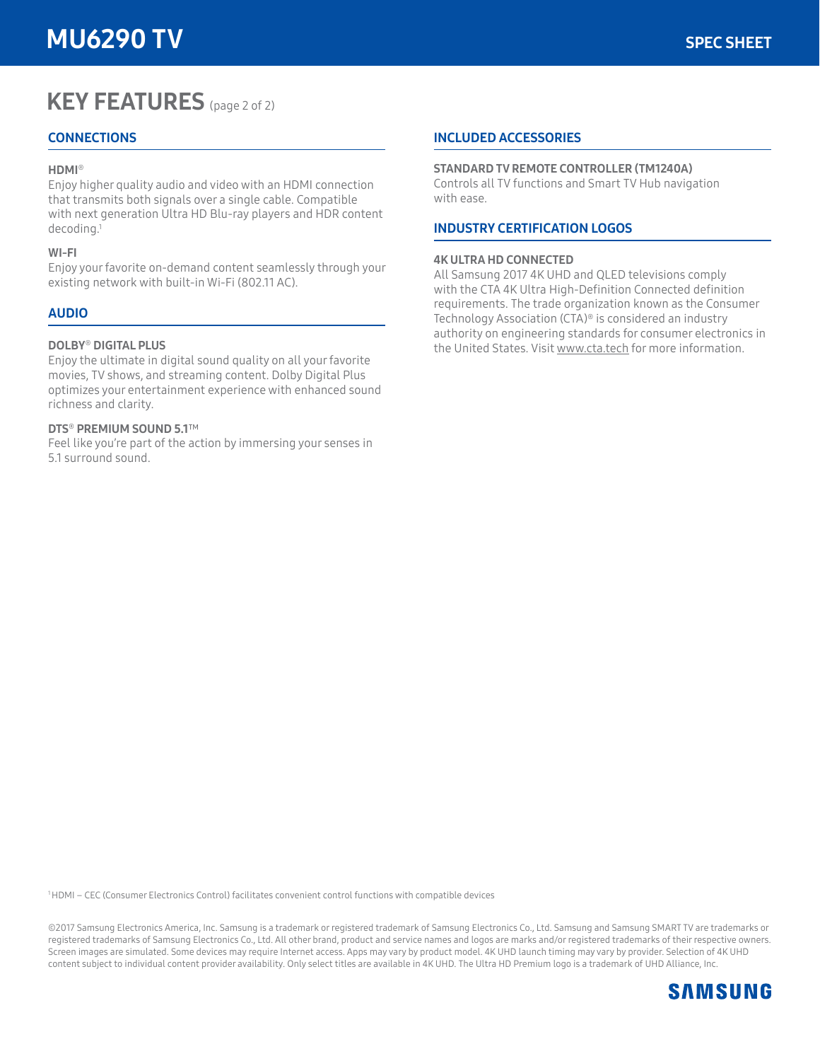# MU6290 TV

SPEC SHEET

## KEY FEATURES (page 2 of 2)

### CONNECTIONS

**HDMI®**

Enjoy higher quality audio and video with an HDMI connection that transmits both signals over a single cable. Compatible with next generation Ultra HD Blu-ray players and HDR content decoding.[1]

**WI-FI**

Enjoy your favorite on-demand content seamlessly through your existing network with built-in Wi-Fi (802.11 AC).

### AUDIO

**DOLBY® DIGITAL PLUS**

Enjoy the ultimate in digital sound quality on all your favorite movies, TV shows, and streaming content. Dolby Digital Plus optimizes your entertainment experience with enhanced sound richness and clarity.

**DTS® PREMIUM SOUND 5.1™**

Feel like you're part of the action by immersing your senses in 5.1 surround sound.

### INCLUDED ACCESSORIES

**STANDARD TV REMOTE CONTROLLER (TM1240A)**

Controls all TV functions and Smart TV Hub navigation with ease.

### INDUSTRY CERTIFICATION LOGOS

**4K ULTRA HD CONNECTED**

All Samsung 2017 4K UHD and QLED televisions comply with the CTA 4K Ultra High-Definition Connected definition requirements. The trade organization known as the Consumer Technology Association (CTA)® is considered an industry authority on engineering standards for consumer electronics in the United States. Visit www.cta.tech for more information.

[1] HDMI – CEC (Consumer Electronics Control) facilitates convenient control functions with compatible devices

©2017 Samsung Electronics America, Inc. Samsung is a trademark or registered trademark of Samsung Electronics Co., Ltd. Samsung and Samsung SMART TV are trademarks or registered trademarks of Samsung Electronics Co., Ltd. All other brand, product and service names and logos are marks and/or registered trademarks of their respective owners. Screen images are simulated. Some devices may require Internet access. Apps may vary by product model. 4K UHD launch timing may vary by provider. Selection of 4K UHD content subject to individual content provider availability. Only select titles are available in 4K UHD. The Ultra HD Premium logo is a trademark of UHD Alliance, Inc.

SAMSUNG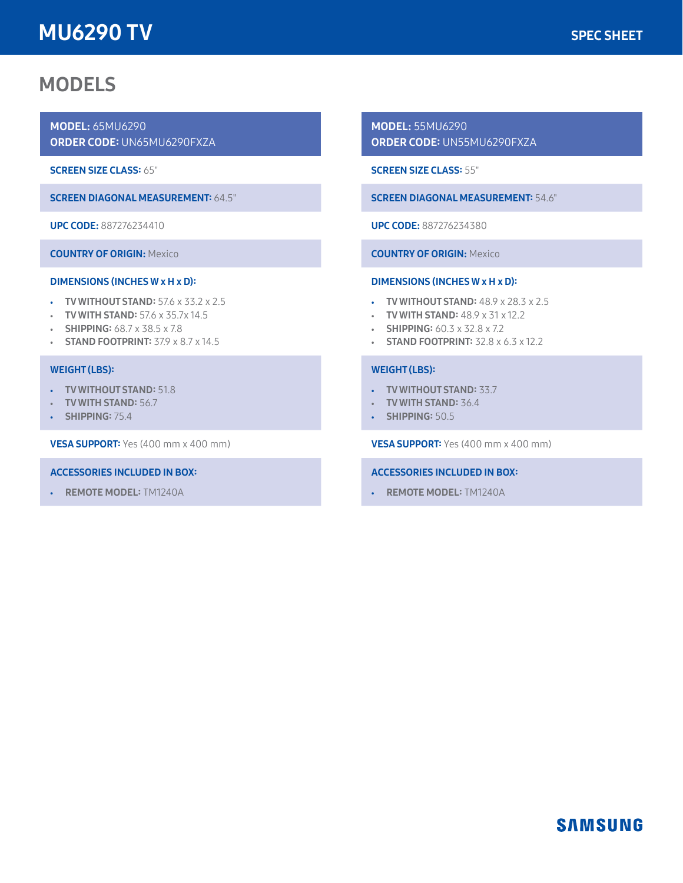# MU6290 TV

SPEC SHEET

## MODELS

**MODEL:** 65MU6290
**ORDER CODE:** UN65MU6290FXZA

**SCREEN SIZE CLASS:** 65"

**SCREEN DIAGONAL MEASUREMENT:** 64.5"

**UPC CODE:** 887276234410

**COUNTRY OF ORIGIN:** Mexico

**DIMENSIONS (INCHES W x H x D):**

- **TV WITHOUT STAND:** 57.6 x 33.2 x 2.5
- **TV WITH STAND:** 57.6 x 35.7x 14.5
- **SHIPPING:** 68.7 x 38.5 x 7.8
- **STAND FOOTPRINT:** 37.9 x 8.7 x 14.5

**WEIGHT (LBS):**

- **TV WITHOUT STAND:** 51.8
- **TV WITH STAND:** 56.7
- **SHIPPING:** 75.4

**VESA SUPPORT:** Yes (400 mm x 400 mm)

**ACCESSORIES INCLUDED IN BOX:**

- **REMOTE MODEL:** TM1240A

**MODEL:** 55MU6290
**ORDER CODE:** UN55MU6290FXZA

**SCREEN SIZE CLASS:** 55"

**SCREEN DIAGONAL MEASUREMENT:** 54.6"

**UPC CODE:** 887276234380

**COUNTRY OF ORIGIN:** Mexico

**DIMENSIONS (INCHES W x H x D):**

- **TV WITHOUT STAND:** 48.9 x 28.3 x 2.5
- **TV WITH STAND:** 48.9 x 31 x 12.2
- **SHIPPING:** 60.3 x 32.8 x 7.2
- **STAND FOOTPRINT:** 32.8 x 6.3 x 12.2

**WEIGHT (LBS):**

- **TV WITHOUT STAND:** 33.7
- **TV WITH STAND:** 36.4
- **SHIPPING:** 50.5

**VESA SUPPORT:** Yes (400 mm x 400 mm)

**ACCESSORIES INCLUDED IN BOX:**

- **REMOTE MODEL:** TM1240A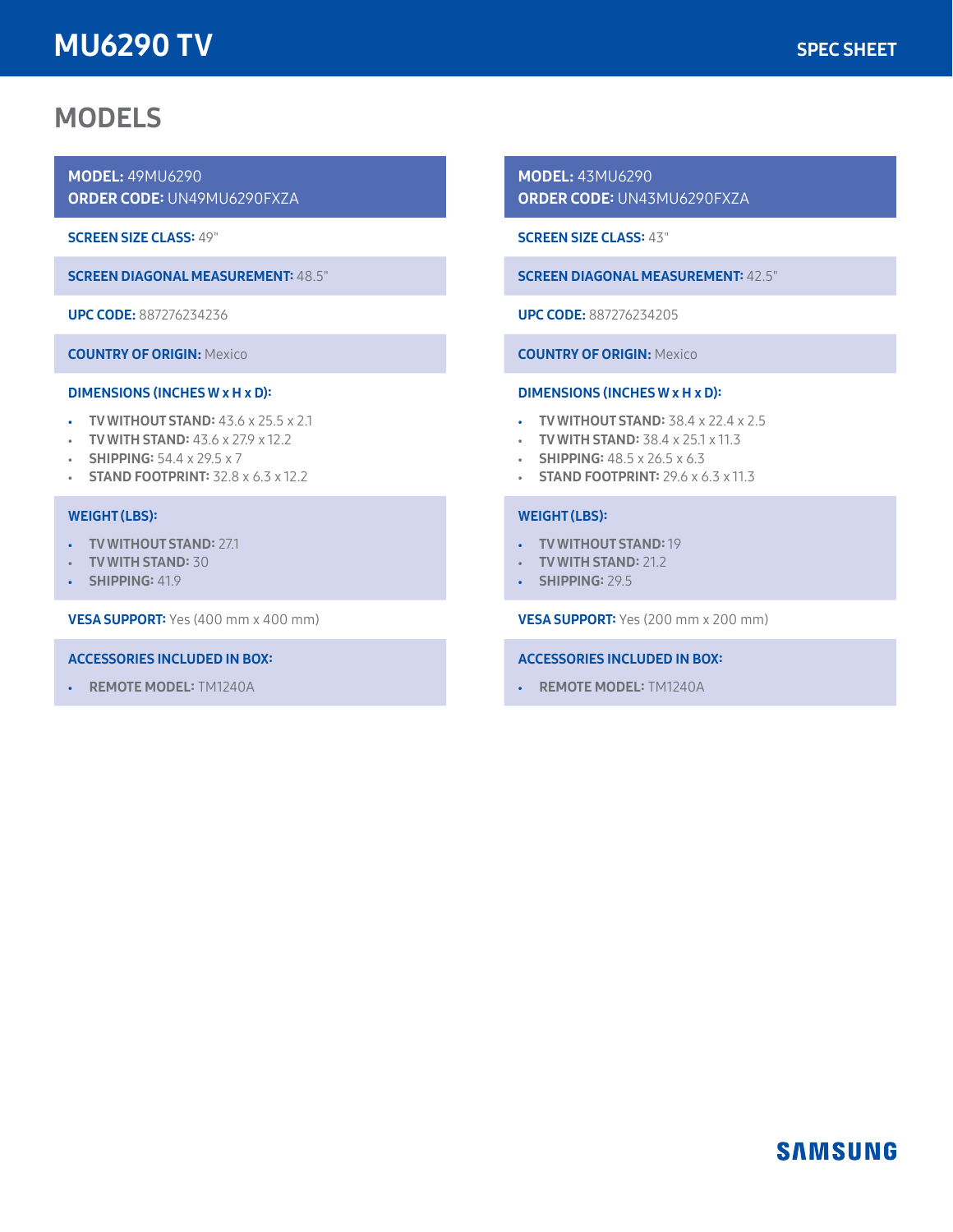## MODELS

**MODEL:** 49MU6290
**ORDER CODE:** UN49MU6290FXZA

**SCREEN SIZE CLASS:** 49"

**SCREEN DIAGONAL MEASUREMENT:** 48.5"

**UPC CODE:** 887276234236

**COUNTRY OF ORIGIN:** Mexico

**DIMENSIONS (INCHES W x H x D):**

- **TV WITHOUT STAND:** 43.6 x 25.5 x 2.1
- **TV WITH STAND:** 43.6 x 27.9 x 12.2
- **SHIPPING:** 54.4 x 29.5 x 7
- **STAND FOOTPRINT:** 32.8 x 6.3 x 12.2

**WEIGHT (LBS):**

- **TV WITHOUT STAND:** 27.1
- **TV WITH STAND:** 30
- **SHIPPING:** 41.9

**VESA SUPPORT:** Yes (400 mm x 400 mm)

**ACCESSORIES INCLUDED IN BOX:**

- **REMOTE MODEL:** TM1240A

**MODEL:** 43MU6290
**ORDER CODE:** UN43MU6290FXZA

**SCREEN SIZE CLASS:** 43"

**SCREEN DIAGONAL MEASUREMENT:** 42.5"

**UPC CODE:** 887276234205

**COUNTRY OF ORIGIN:** Mexico

**DIMENSIONS (INCHES W x H x D):**

- **TV WITHOUT STAND:** 38.4 x 22.4 x 2.5
- **TV WITH STAND:** 38.4 x 25.1 x 11.3
- **SHIPPING:** 48.5 x 26.5 x 6.3
- **STAND FOOTPRINT:** 29.6 x 6.3 x 11.3

**WEIGHT (LBS):**

- **TV WITHOUT STAND:** 19
- **TV WITH STAND:** 21.2
- **SHIPPING:** 29.5

**VESA SUPPORT:** Yes (200 mm x 200 mm)

**ACCESSORIES INCLUDED IN BOX:**

- **REMOTE MODEL:** TM1240A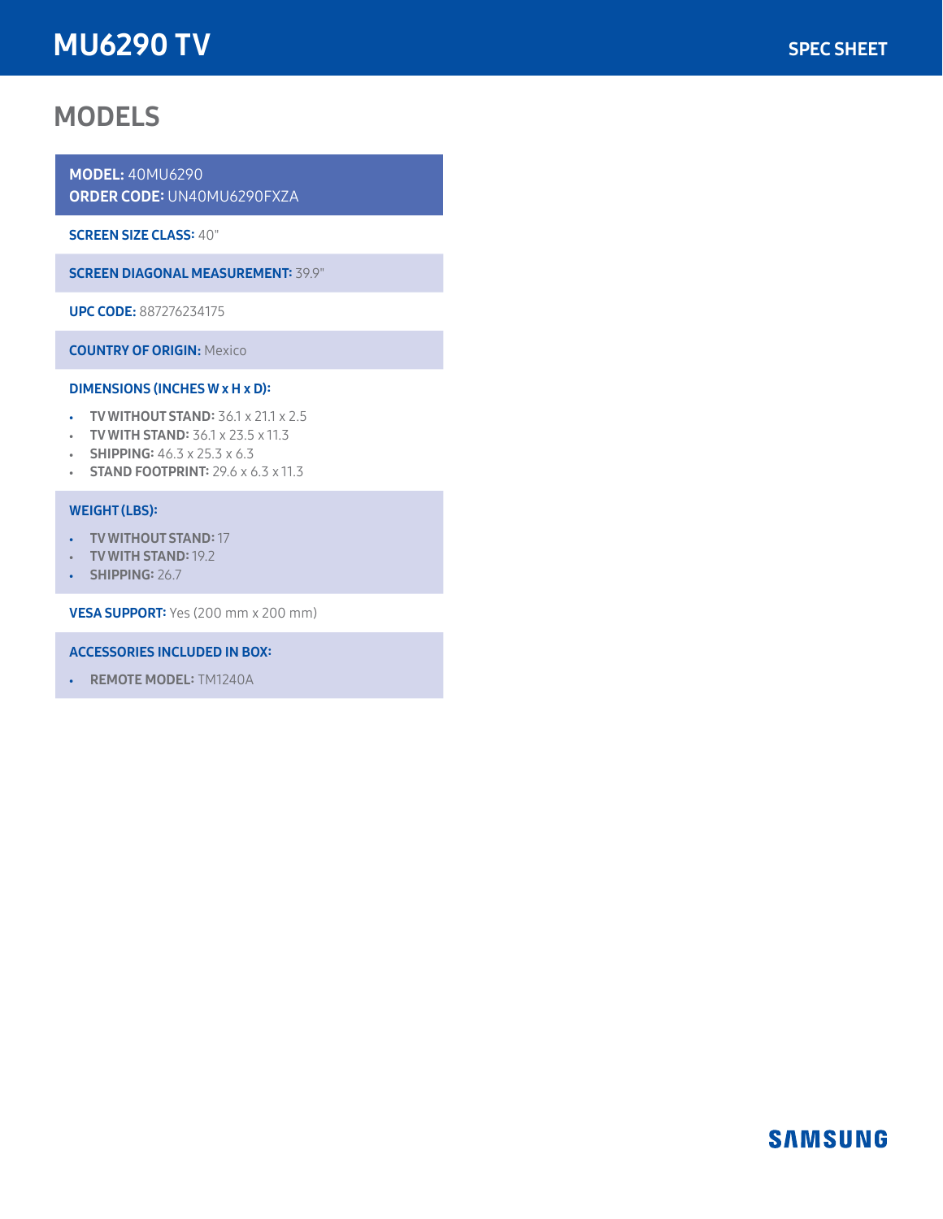# MU6290 TV

SPEC SHEET

## MODELS

**MODEL:** 40MU6290
**ORDER CODE:** UN40MU6290FXZA

**SCREEN SIZE CLASS:** 40"

**SCREEN DIAGONAL MEASUREMENT:** 39.9"

**UPC CODE:** 887276234175

**COUNTRY OF ORIGIN:** Mexico

**DIMENSIONS (INCHES W x H x D):**

- **TV WITHOUT STAND:** 36.1 x 21.1 x 2.5
- **TV WITH STAND:** 36.1 x 23.5 x 11.3
- **SHIPPING:** 46.3 x 25.3 x 6.3
- **STAND FOOTPRINT:** 29.6 x 6.3 x 11.3

**WEIGHT (LBS):**

- **TV WITHOUT STAND:** 17
- **TV WITH STAND:** 19.2
- **SHIPPING:** 26.7

**VESA SUPPORT:** Yes (200 mm x 200 mm)

**ACCESSORIES INCLUDED IN BOX:**

- **REMOTE MODEL:** TM1240A